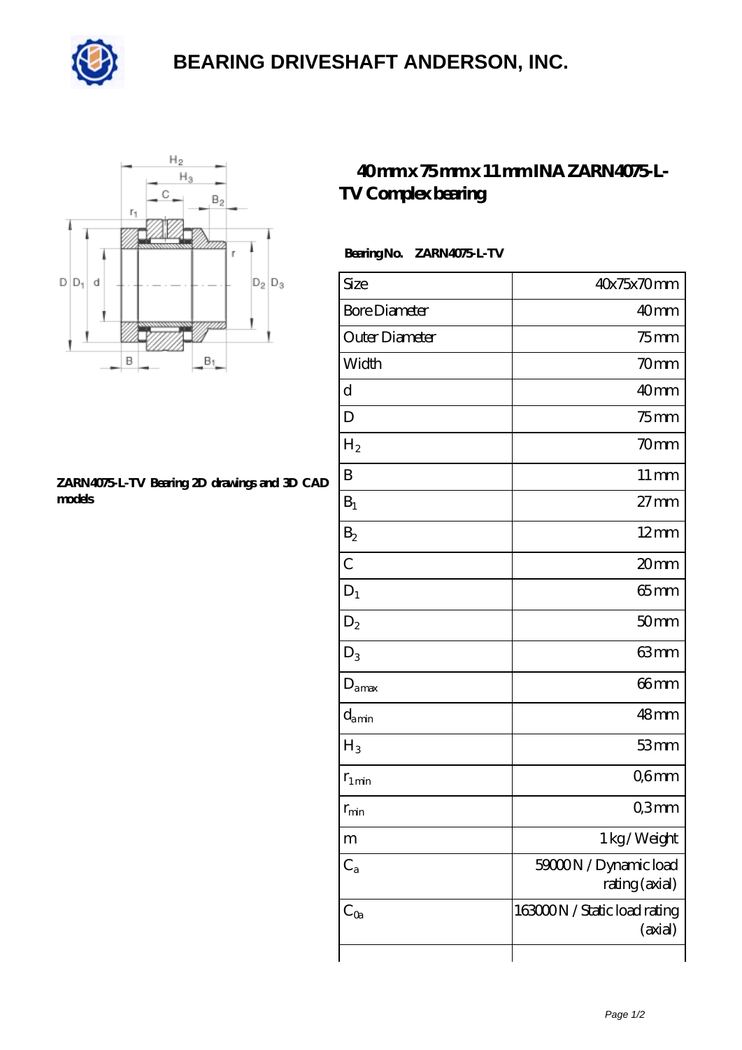# BEARING DRIVESHAFT ANDERSON, INC.

## 40 mm x 75 mm x 11 mm INA ZARN4075-L-TV Complex bearing

**ZARN4075-L-TV Bearing 2D drawings and 3D CAD models**

**Bearing No.** **ZARN4075-L-TV**

| Size | 40x75x70 mm |
|---|---|
| Bore Diameter | 40 mm |
| Outer Diameter | 75 mm |
| Width | 70 mm |
| d | 40 mm |
| D | 75 mm |
| $H_2$ | 70 mm |
| B | 11 mm |
| $B_1$ | 27 mm |
| $B_2$ | 12 mm |
| C | 20 mm |
| $D_1$ | 65 mm |
| $D_2$ | 50 mm |
| $D_3$ | 63 mm |
| $D_{amax}$ | 66 mm |
| $d_{amin}$ | 48 mm |
| $H_3$ | 53 mm |
| $r_{1min}$ | 0,6 mm |
| $r_{min}$ | 0,3 mm |
| m | 1 kg / Weight |
| $C_a$ | 59000 N / Dynamic load rating (axial) |
| $C_{0a}$ | 163000 N / Static load rating (axial) |
| | |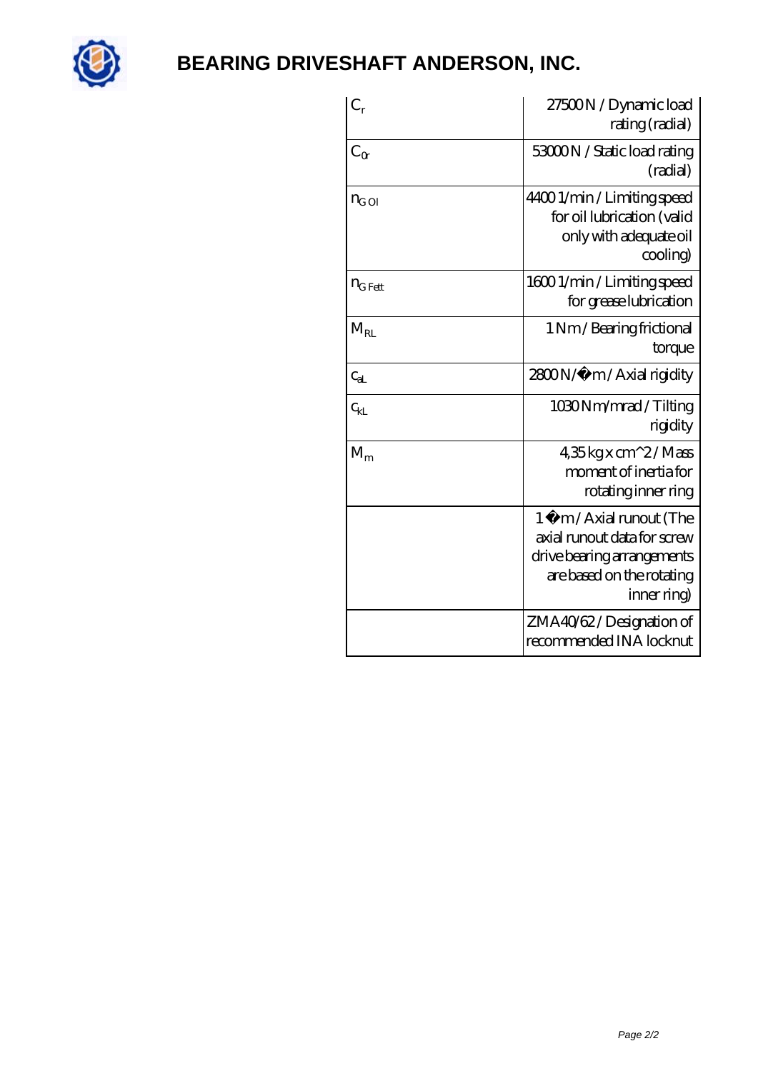# BEARING DRIVESHAFT ANDERSON, INC.

| | |
|---|---|
| $C_r$ | 27500 N / Dynamic load rating (radial) |
| $C_{0r}$ | 53000 N / Static load rating (radial) |
| $n_{G\,Ol}$ | 4400 1/min / Limiting speed for oil lubrication (valid only with adequate oil cooling) |
| $n_{G\,Fett}$ | 1600 1/min / Limiting speed for grease lubrication |
| $M_{RL}$ | 1 Nm / Bearing frictional torque |
| $c_{aL}$ | 2800 N/�m / Axial rigidity |
| $c_{kL}$ | 1030 Nm/mrad / Tilting rigidity |
| $M_m$ | 4,35 kg x cm^2 / Mass moment of inertia for rotating inner ring |
| | 1 �m / Axial runout (The axial runout data for screw drive bearing arrangements are based on the rotating inner ring) |
| | ZMA40/62 / Designation of recommended INA locknut |